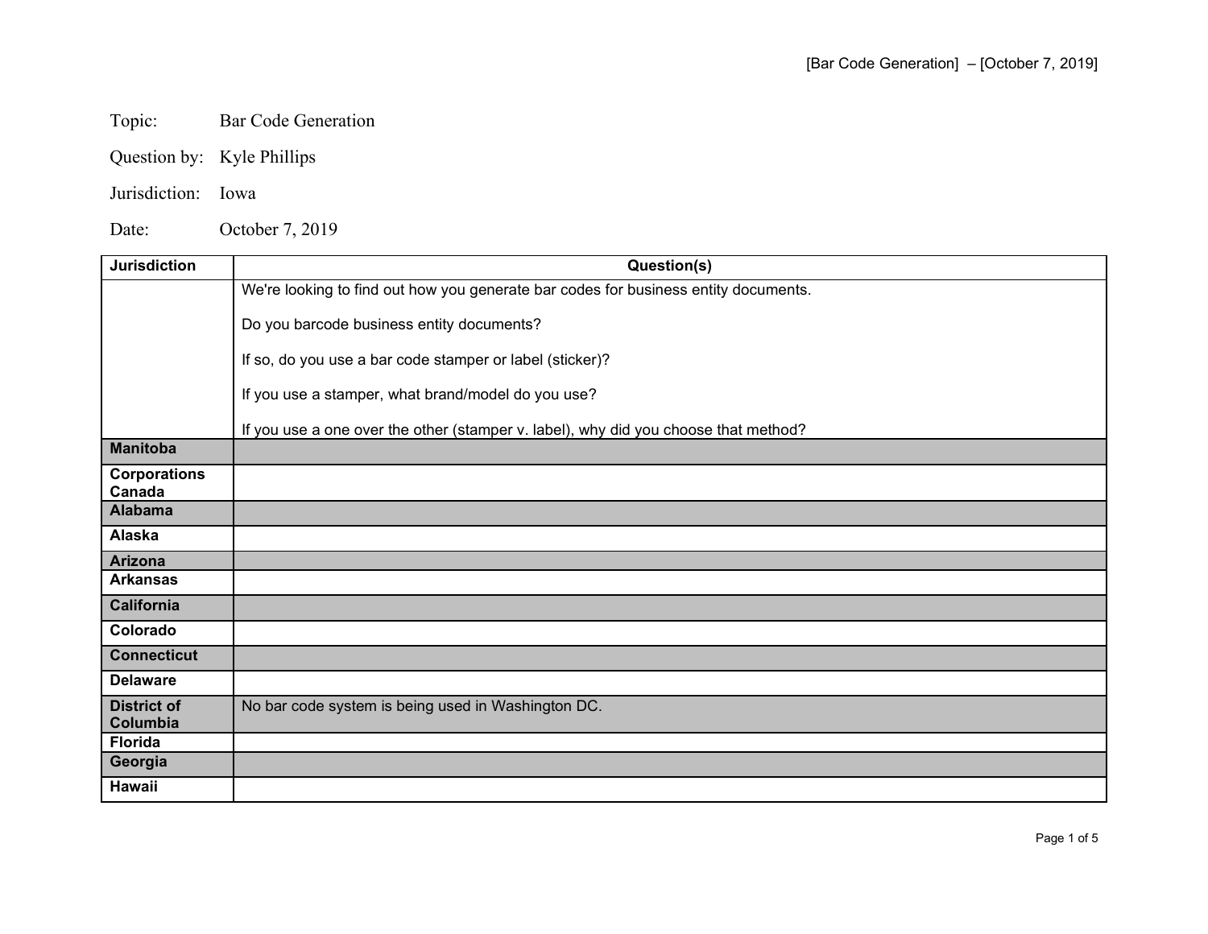Topic: Bar Code Generation

Question by: Kyle Phillips

Jurisdiction: Iowa

Date: October 7, 2019

| Jurisdiction | Question(s) |
|---|---|
| | We're looking to find out how you generate bar codes for business entity documents.<br><br>Do you barcode business entity documents?<br><br>If so, do you use a bar code stamper or label (sticker)?<br><br>If you use a stamper, what brand/model do you use?<br><br>If you use a one over the other (stamper v. label), why did you choose that method? |
| **Manitoba** | |
| **Corporations Canada** | |
| **Alabama** | |
| **Alaska** | |
| **Arizona** | |
| **Arkansas** | |
| **California** | |
| **Colorado** | |
| **Connecticut** | |
| **Delaware** | |
| **District of Columbia** | No bar code system is being used in Washington DC. |
| **Florida** | |
| **Georgia** | |
| **Hawaii** | |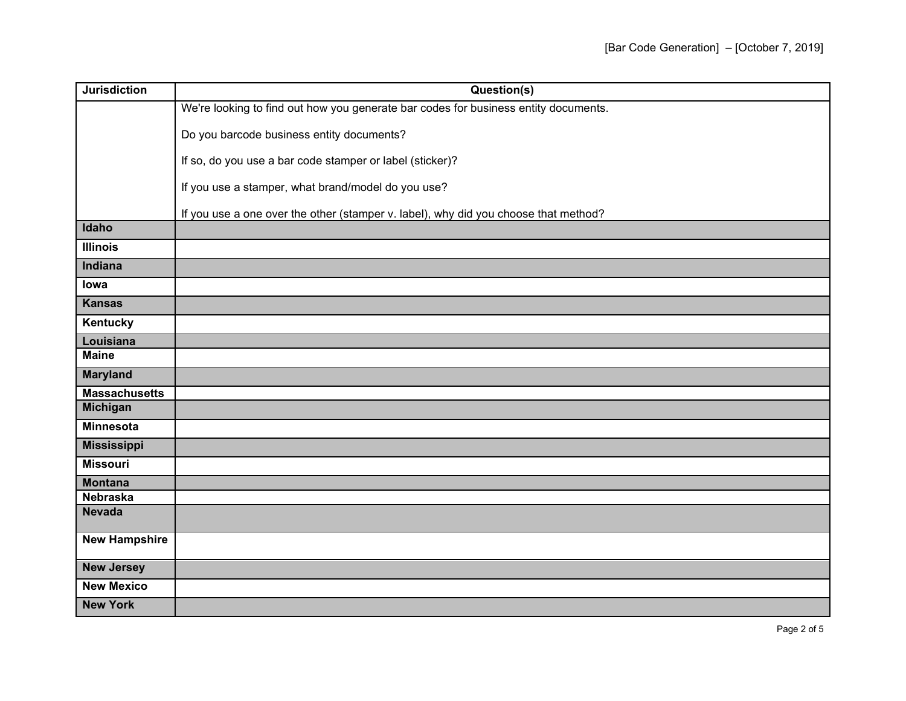| Jurisdiction | Question(s) |
| --- | --- |
| | We're looking to find out how you generate bar codes for business entity documents.<br><br>Do you barcode business entity documents?<br><br>If so, do you use a bar code stamper or label (sticker)?<br><br>If you use a stamper, what brand/model do you use?<br><br>If you use a one over the other (stamper v. label), why did you choose that method? |
| **Idaho** | |
| **Illinois** | |
| **Indiana** | |
| **Iowa** | |
| **Kansas** | |
| **Kentucky** | |
| **Louisiana** | |
| **Maine** | |
| **Maryland** | |
| **Massachusetts** | |
| **Michigan** | |
| **Minnesota** | |
| **Mississippi** | |
| **Missouri** | |
| **Montana** | |
| **Nebraska** | |
| **Nevada** | |
| **New Hampshire** | |
| **New Jersey** | |
| **New Mexico** | |
| **New York** | |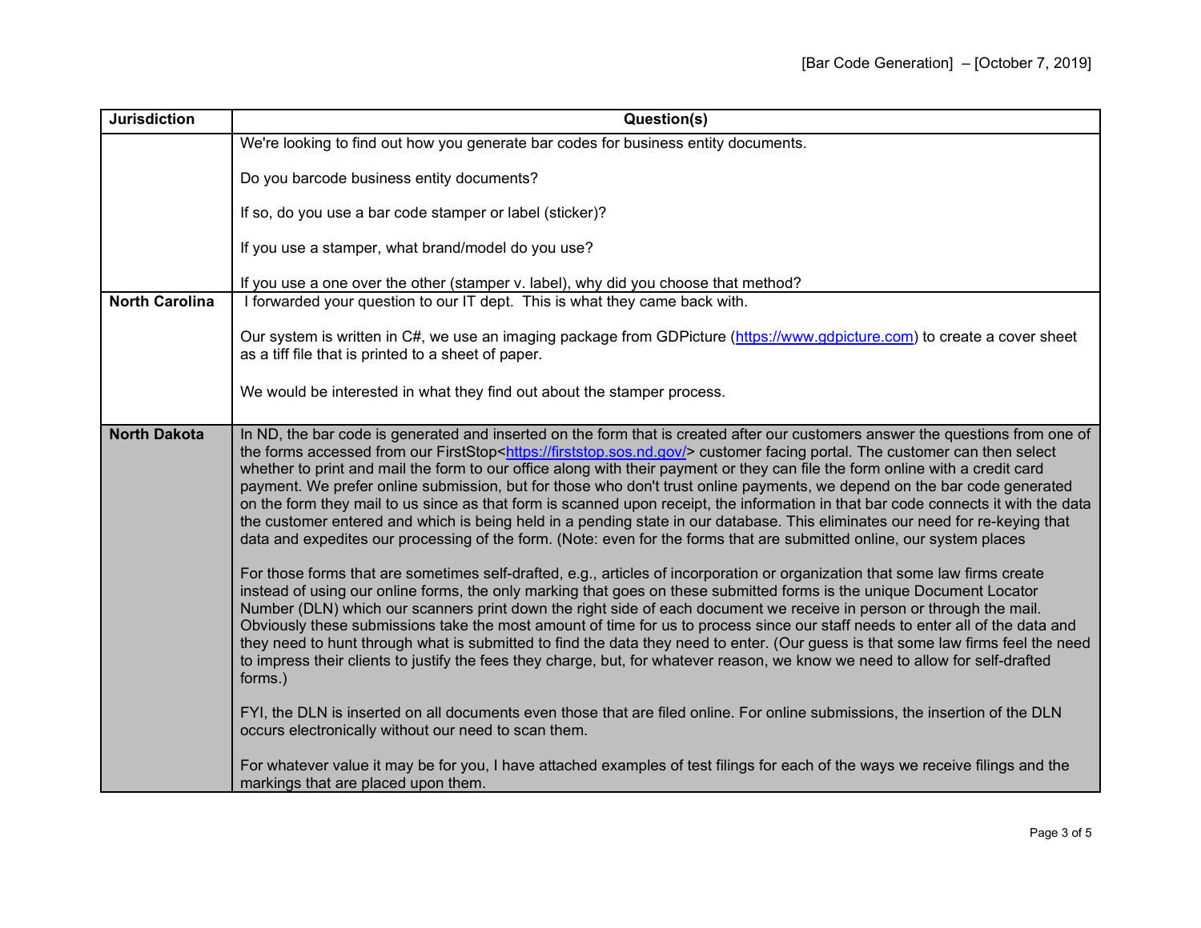| Jurisdiction | Question(s) |
| --- | --- |
| | We're looking to find out how you generate bar codes for business entity documents.<br><br>Do you barcode business entity documents?<br><br>If so, do you use a bar code stamper or label (sticker)?<br><br>If you use a stamper, what brand/model do you use?<br><br>If you use a one over the other (stamper v. label), why did you choose that method? |
| **North Carolina** | I forwarded your question to our IT dept. This is what they came back with.<br><br>Our system is written in C#, we use an imaging package from GDPicture (https://www.gdpicture.com) to create a cover sheet as a tiff file that is printed to a sheet of paper.<br><br>We would be interested in what they find out about the stamper process. |
| **North Dakota** | In ND, the bar code is generated and inserted on the form that is created after our customers answer the questions from one of the forms accessed from our FirstStop<https://firststop.sos.nd.gov/> customer facing portal. The customer can then select whether to print and mail the form to our office along with their payment or they can file the form online with a credit card payment. We prefer online submission, but for those who don't trust online payments, we depend on the bar code generated on the form they mail to us since as that form is scanned upon receipt, the information in that bar code connects it with the data the customer entered and which is being held in a pending state in our database. This eliminates our need for re-keying that data and expedites our processing of the form. (Note: even for the forms that are submitted online, our system places<br><br>For those forms that are sometimes self-drafted, e.g., articles of incorporation or organization that some law firms create instead of using our online forms, the only marking that goes on these submitted forms is the unique Document Locator Number (DLN) which our scanners print down the right side of each document we receive in person or through the mail. Obviously these submissions take the most amount of time for us to process since our staff needs to enter all of the data and they need to hunt through what is submitted to find the data they need to enter. (Our guess is that some law firms feel the need to impress their clients to justify the fees they charge, but, for whatever reason, we know we need to allow for self-drafted forms.)<br><br>FYI, the DLN is inserted on all documents even those that are filed online. For online submissions, the insertion of the DLN occurs electronically without our need to scan them.<br><br>For whatever value it may be for you, I have attached examples of test filings for each of the ways we receive filings and the markings that are placed upon them. |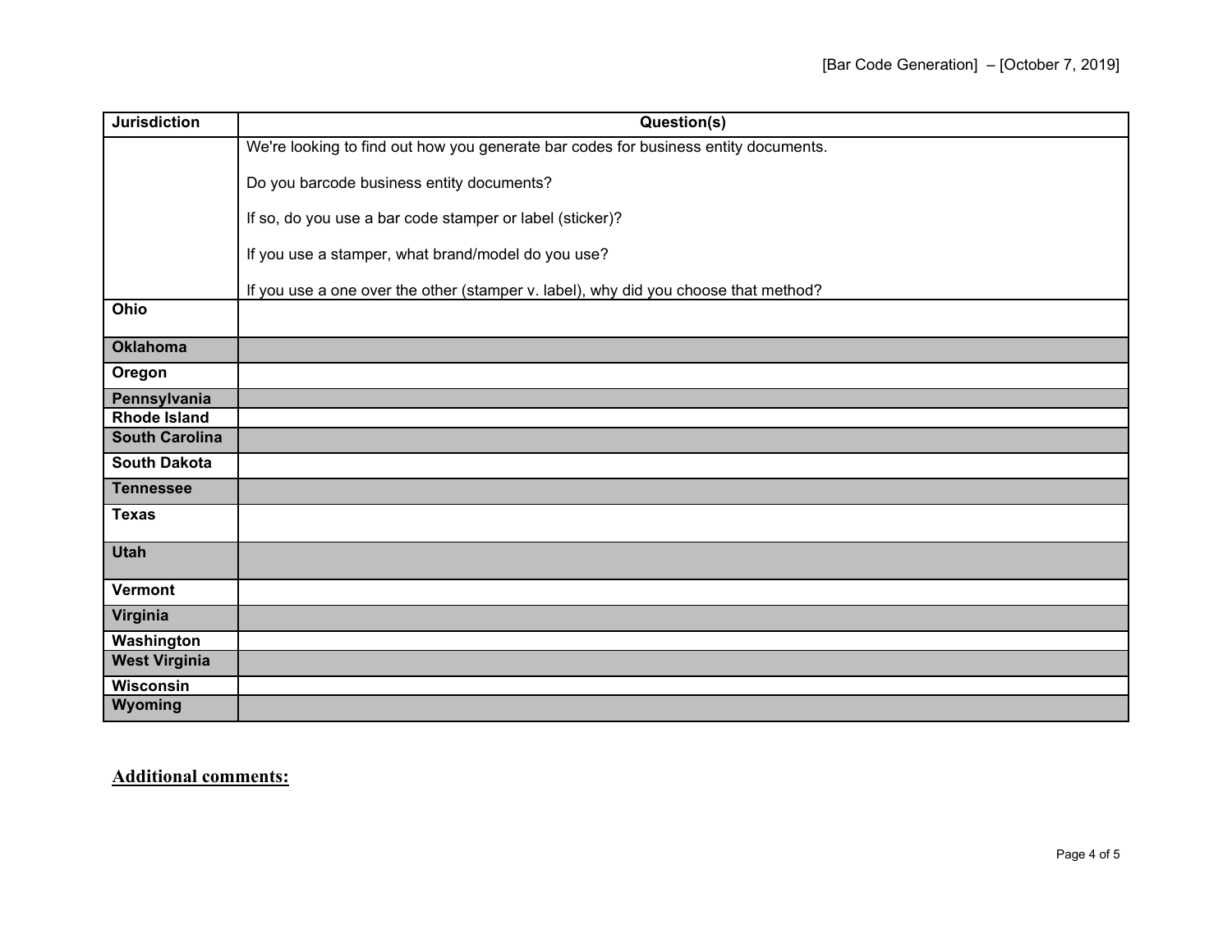| Jurisdiction | Question(s) |
| --- | --- |
| | We're looking to find out how you generate bar codes for business entity documents.<br><br>Do you barcode business entity documents?<br><br>If so, do you use a bar code stamper or label (sticker)?<br><br>If you use a stamper, what brand/model do you use?<br><br>If you use a one over the other (stamper v. label), why did you choose that method? |
| **Ohio** | |
| **Oklahoma** | |
| **Oregon** | |
| **Pennsylvania** | |
| **Rhode Island** | |
| **South Carolina** | |
| **South Dakota** | |
| **Tennessee** | |
| **Texas** | |
| **Utah** | |
| **Vermont** | |
| **Virginia** | |
| **Washington** | |
| **West Virginia** | |
| **Wisconsin** | |
| **Wyoming** | |

**Additional comments:**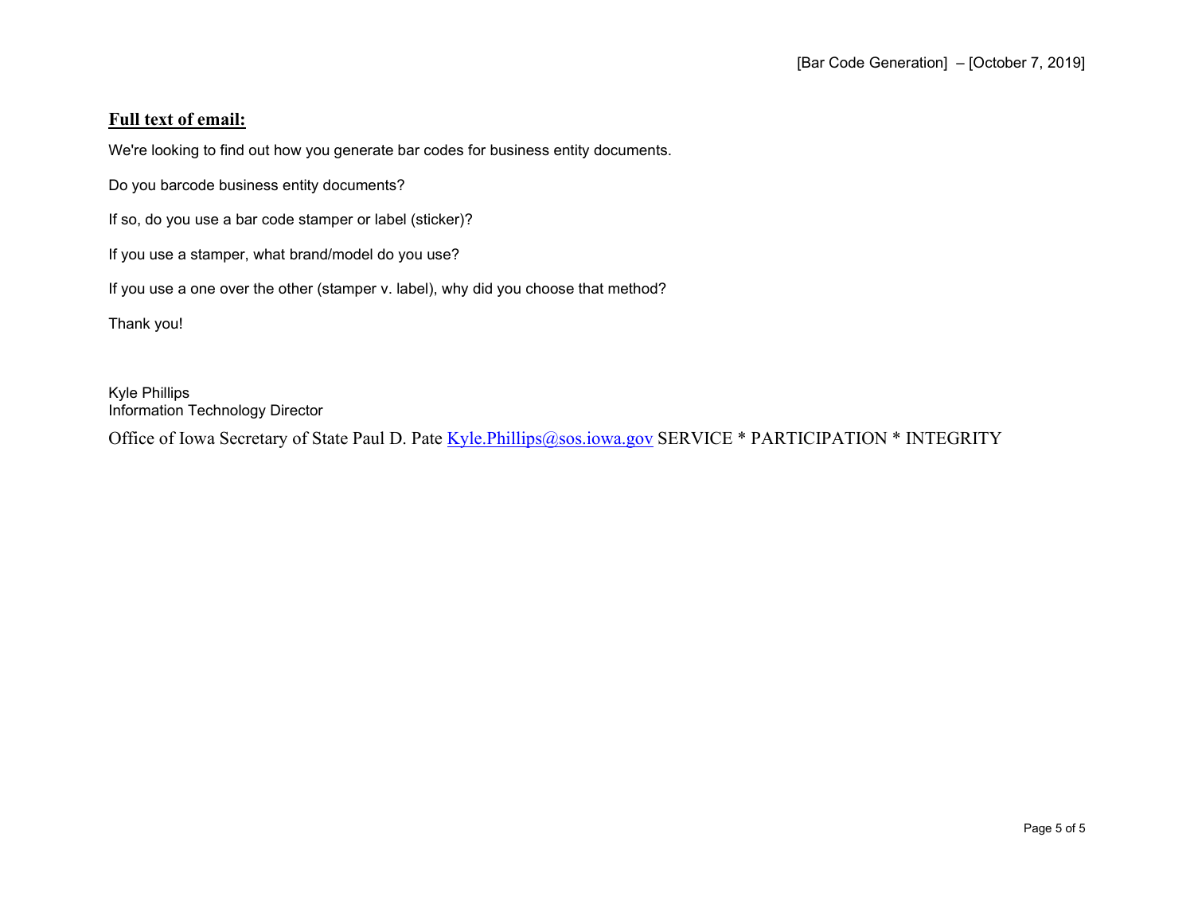**Full text of email:**

We're looking to find out how you generate bar codes for business entity documents.

Do you barcode business entity documents?

If so, do you use a bar code stamper or label (sticker)?

If you use a stamper, what brand/model do you use?

If you use a one over the other (stamper v. label), why did you choose that method?

Thank you!

Kyle Phillips
Information Technology Director

Office of Iowa Secretary of State Paul D. Pate [Kyle.Phillips@sos.iowa.gov](mailto:Kyle.Phillips@sos.iowa.gov) SERVICE * PARTICIPATION * INTEGRITY